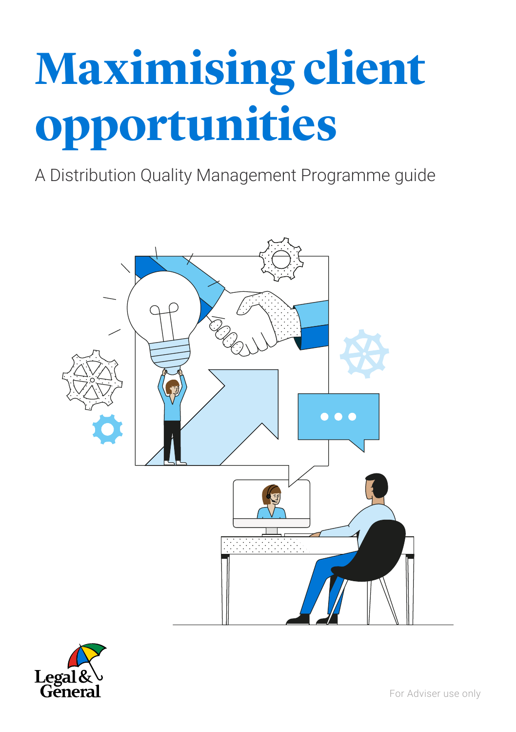# Maximising client opportunities

A Distribution Quality Management Programme guide

Legal & General

For Adviser use only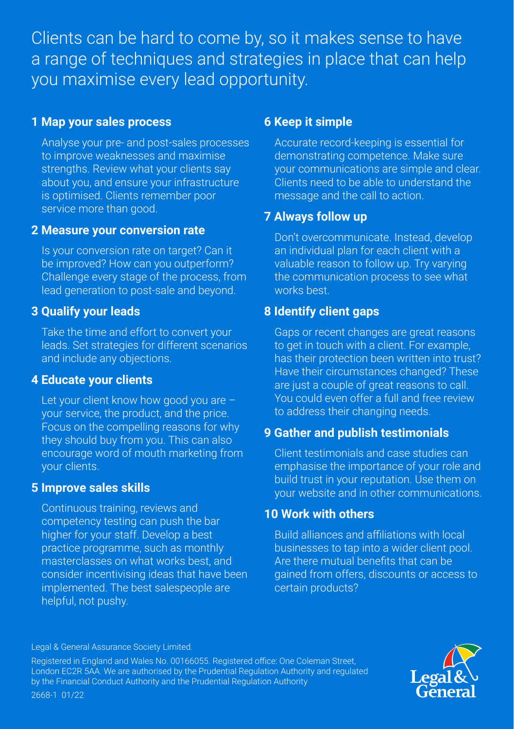Clients can be hard to come by, so it makes sense to have a range of techniques and strategies in place that can help you maximise every lead opportunity.

### 1 Map your sales process

Analyse your pre- and post-sales processes to improve weaknesses and maximise strengths. Review what your clients say about you, and ensure your infrastructure is optimised. Clients remember poor service more than good.

### 2 Measure your conversion rate

Is your conversion rate on target? Can it be improved? How can you outperform? Challenge every stage of the process, from lead generation to post-sale and beyond.

### 3 Qualify your leads

Take the time and effort to convert your leads. Set strategies for different scenarios and include any objections.

### 4 Educate your clients

Let your client know how good you are – your service, the product, and the price. Focus on the compelling reasons for why they should buy from you. This can also encourage word of mouth marketing from your clients.

### 5 Improve sales skills

Continuous training, reviews and competency testing can push the bar higher for your staff. Develop a best practice programme, such as monthly masterclasses on what works best, and consider incentivising ideas that have been implemented. The best salespeople are helpful, not pushy.

### 6 Keep it simple

Accurate record-keeping is essential for demonstrating competence. Make sure your communications are simple and clear. Clients need to be able to understand the message and the call to action.

### 7 Always follow up

Don't overcommunicate. Instead, develop an individual plan for each client with a valuable reason to follow up. Try varying the communication process to see what works best.

### 8 Identify client gaps

Gaps or recent changes are great reasons to get in touch with a client. For example, has their protection been written into trust? Have their circumstances changed? These are just a couple of great reasons to call. You could even offer a full and free review to address their changing needs.

### 9 Gather and publish testimonials

Client testimonials and case studies can emphasise the importance of your role and build trust in your reputation. Use them on your website and in other communications.

### 10 Work with others

Build alliances and affiliations with local businesses to tap into a wider client pool. Are there mutual benefits that can be gained from offers, discounts or access to certain products?

Legal & General Assurance Society Limited.

Registered in England and Wales No. 00166055. Registered office: One Coleman Street, London EC2R 5AA. We are authorised by the Prudential Regulation Authority and regulated by the Financial Conduct Authority and the Prudential Regulation Authority

2668-1 01/22

Legal & General